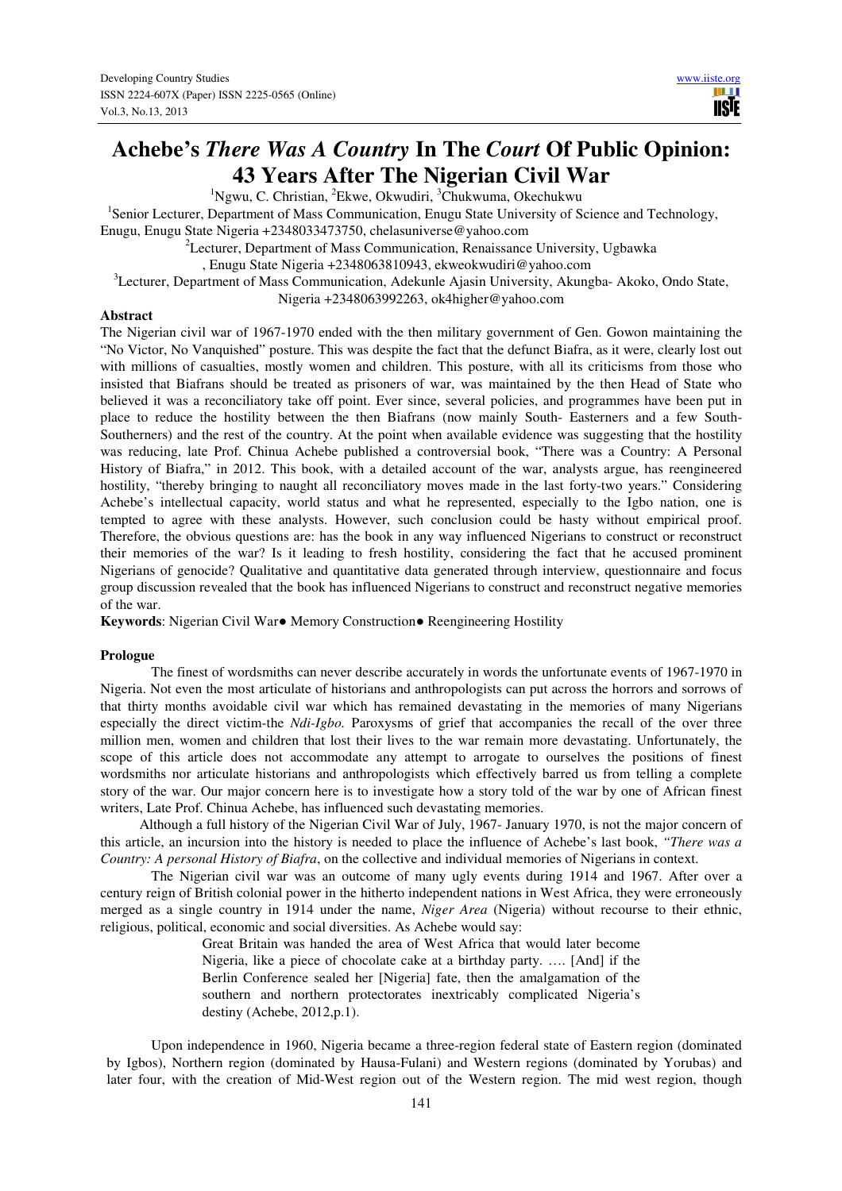# Achebe's *There Was A Country* In The *Court* Of Public Opinion: 43 Years After The Nigerian Civil War

[1]Ngwu, C. Christian, [2]Ekwe, Okwudiri, [3]Chukwuma, Okechukwu

[1]Senior Lecturer, Department of Mass Communication, Enugu State University of Science and Technology, Enugu, Enugu State Nigeria +2348033473750, chelasuniverse@yahoo.com

[2]Lecturer, Department of Mass Communication, Renaissance University, Ugbawka , Enugu State Nigeria +2348063810943, ekweokwudiri@yahoo.com

[3]Lecturer, Department of Mass Communication, Adekunle Ajasin University, Akungba- Akoko, Ondo State, Nigeria +2348063992263, ok4higher@yahoo.com

**Abstract**

The Nigerian civil war of 1967-1970 ended with the then military government of Gen. Gowon maintaining the "No Victor, No Vanquished" posture. This was despite the fact that the defunct Biafra, as it were, clearly lost out with millions of casualties, mostly women and children. This posture, with all its criticisms from those who insisted that Biafrans should be treated as prisoners of war, was maintained by the then Head of State who believed it was a reconciliatory take off point. Ever since, several policies, and programmes have been put in place to reduce the hostility between the then Biafrans (now mainly South- Easterners and a few South-Southerners) and the rest of the country. At the point when available evidence was suggesting that the hostility was reducing, late Prof. Chinua Achebe published a controversial book, "There was a Country: A Personal History of Biafra," in 2012. This book, with a detailed account of the war, analysts argue, has reengineered hostility, "thereby bringing to naught all reconciliatory moves made in the last forty-two years." Considering Achebe's intellectual capacity, world status and what he represented, especially to the Igbo nation, one is tempted to agree with these analysts. However, such conclusion could be hasty without empirical proof. Therefore, the obvious questions are: has the book in any way influenced Nigerians to construct or reconstruct their memories of the war? Is it leading to fresh hostility, considering the fact that he accused prominent Nigerians of genocide? Qualitative and quantitative data generated through interview, questionnaire and focus group discussion revealed that the book has influenced Nigerians to construct and reconstruct negative memories of the war.

**Keywords**: Nigerian Civil War● Memory Construction● Reengineering Hostility

**Prologue**

The finest of wordsmiths can never describe accurately in words the unfortunate events of 1967-1970 in Nigeria. Not even the most articulate of historians and anthropologists can put across the horrors and sorrows of that thirty months avoidable civil war which has remained devastating in the memories of many Nigerians especially the direct victim-the *Ndi-Igbo.* Paroxysms of grief that accompanies the recall of the over three million men, women and children that lost their lives to the war remain more devastating. Unfortunately, the scope of this article does not accommodate any attempt to arrogate to ourselves the positions of finest wordsmiths nor articulate historians and anthropologists which effectively barred us from telling a complete story of the war. Our major concern here is to investigate how a story told of the war by one of African finest writers, Late Prof. Chinua Achebe, has influenced such devastating memories.

Although a full history of the Nigerian Civil War of July, 1967- January 1970, is not the major concern of this article, an incursion into the history is needed to place the influence of Achebe's last book, *"There was a Country: A personal History of Biafra*, on the collective and individual memories of Nigerians in context.

The Nigerian civil war was an outcome of many ugly events during 1914 and 1967. After over a century reign of British colonial power in the hitherto independent nations in West Africa, they were erroneously merged as a single country in 1914 under the name, *Niger Area* (Nigeria) without recourse to their ethnic, religious, political, economic and social diversities. As Achebe would say:

> Great Britain was handed the area of West Africa that would later become Nigeria, like a piece of chocolate cake at a birthday party. …. [And] if the Berlin Conference sealed her [Nigeria] fate, then the amalgamation of the southern and northern protectorates inextricably complicated Nigeria's destiny (Achebe, 2012,p.1).

Upon independence in 1960, Nigeria became a three-region federal state of Eastern region (dominated by Igbos), Northern region (dominated by Hausa-Fulani) and Western regions (dominated by Yorubas) and later four, with the creation of Mid-West region out of the Western region. The mid west region, though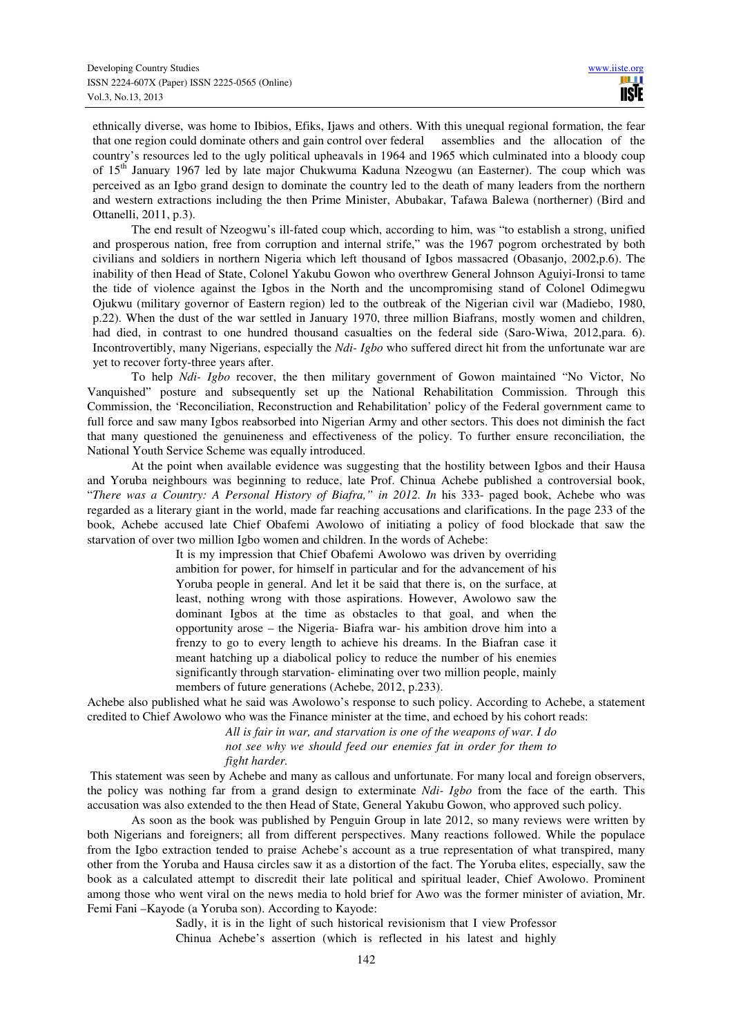ethnically diverse, was home to Ibibios, Efiks, Ijaws and others. With this unequal regional formation, the fear that one region could dominate others and gain control over federal assemblies and the allocation of the country's resources led to the ugly political upheavals in 1964 and 1965 which culminated into a bloody coup of 15th January 1967 led by late major Chukwuma Kaduna Nzeogwu (an Easterner). The coup which was perceived as an Igbo grand design to dominate the country led to the death of many leaders from the northern and western extractions including the then Prime Minister, Abubakar, Tafawa Balewa (northerner) (Bird and Ottanelli, 2011, p.3).

The end result of Nzeogwu's ill-fated coup which, according to him, was "to establish a strong, unified and prosperous nation, free from corruption and internal strife," was the 1967 pogrom orchestrated by both civilians and soldiers in northern Nigeria which left thousand of Igbos massacred (Obasanjo, 2002,p.6). The inability of then Head of State, Colonel Yakubu Gowon who overthrew General Johnson Aguiyi-Ironsi to tame the tide of violence against the Igbos in the North and the uncompromising stand of Colonel Odimegwu Ojukwu (military governor of Eastern region) led to the outbreak of the Nigerian civil war (Madiebo, 1980, p.22). When the dust of the war settled in January 1970, three million Biafrans, mostly women and children, had died, in contrast to one hundred thousand casualties on the federal side (Saro-Wiwa, 2012,para. 6). Incontrovertibly, many Nigerians, especially the *Ndi- Igbo* who suffered direct hit from the unfortunate war are yet to recover forty-three years after.

To help *Ndi- Igbo* recover, the then military government of Gowon maintained "No Victor, No Vanquished" posture and subsequently set up the National Rehabilitation Commission. Through this Commission, the 'Reconciliation, Reconstruction and Rehabilitation' policy of the Federal government came to full force and saw many Igbos reabsorbed into Nigerian Army and other sectors. This does not diminish the fact that many questioned the genuineness and effectiveness of the policy. To further ensure reconciliation, the National Youth Service Scheme was equally introduced.

At the point when available evidence was suggesting that the hostility between Igbos and their Hausa and Yoruba neighbours was beginning to reduce, late Prof. Chinua Achebe published a controversial book, "*There was a Country: A Personal History of Biafra," in 2012. In* his 333- paged book, Achebe who was regarded as a literary giant in the world, made far reaching accusations and clarifications. In the page 233 of the book, Achebe accused late Chief Obafemi Awolowo of initiating a policy of food blockade that saw the starvation of over two million Igbo women and children. In the words of Achebe:

> It is my impression that Chief Obafemi Awolowo was driven by overriding ambition for power, for himself in particular and for the advancement of his Yoruba people in general. And let it be said that there is, on the surface, at least, nothing wrong with those aspirations. However, Awolowo saw the dominant Igbos at the time as obstacles to that goal, and when the opportunity arose – the Nigeria- Biafra war- his ambition drove him into a frenzy to go to every length to achieve his dreams. In the Biafran case it meant hatching up a diabolical policy to reduce the number of his enemies significantly through starvation- eliminating over two million people, mainly members of future generations (Achebe, 2012, p.233).

Achebe also published what he said was Awolowo's response to such policy. According to Achebe, a statement credited to Chief Awolowo who was the Finance minister at the time, and echoed by his cohort reads:

> *All is fair in war, and starvation is one of the weapons of war. I do not see why we should feed our enemies fat in order for them to fight harder.*

This statement was seen by Achebe and many as callous and unfortunate. For many local and foreign observers, the policy was nothing far from a grand design to exterminate *Ndi- Igbo* from the face of the earth. This accusation was also extended to the then Head of State, General Yakubu Gowon, who approved such policy.

As soon as the book was published by Penguin Group in late 2012, so many reviews were written by both Nigerians and foreigners; all from different perspectives. Many reactions followed. While the populace from the Igbo extraction tended to praise Achebe's account as a true representation of what transpired, many other from the Yoruba and Hausa circles saw it as a distortion of the fact. The Yoruba elites, especially, saw the book as a calculated attempt to discredit their late political and spiritual leader, Chief Awolowo. Prominent among those who went viral on the news media to hold brief for Awo was the former minister of aviation, Mr. Femi Fani –Kayode (a Yoruba son). According to Kayode:

> Sadly, it is in the light of such historical revisionism that I view Professor Chinua Achebe's assertion (which is reflected in his latest and highly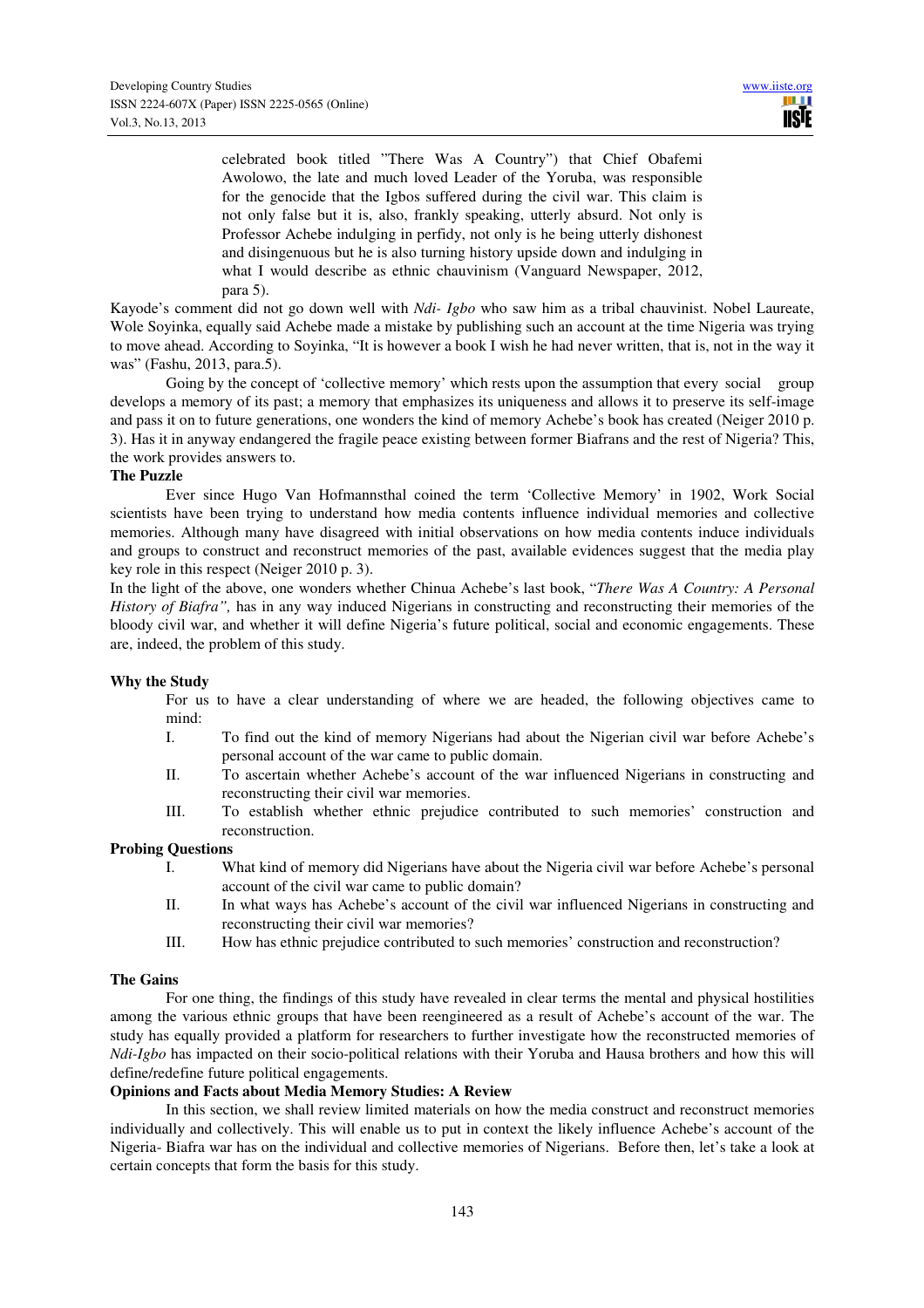> celebrated book titled "There Was A Country") that Chief Obafemi Awolowo, the late and much loved Leader of the Yoruba, was responsible for the genocide that the Igbos suffered during the civil war. This claim is not only false but it is, also, frankly speaking, utterly absurd. Not only is Professor Achebe indulging in perfidy, not only is he being utterly dishonest and disingenuous but he is also turning history upside down and indulging in what I would describe as ethnic chauvinism (Vanguard Newspaper, 2012, para 5).

Kayode's comment did not go down well with *Ndi- Igbo* who saw him as a tribal chauvinist. Nobel Laureate, Wole Soyinka, equally said Achebe made a mistake by publishing such an account at the time Nigeria was trying to move ahead. According to Soyinka, "It is however a book I wish he had never written, that is, not in the way it was" (Fashu, 2013, para.5).

Going by the concept of 'collective memory' which rests upon the assumption that every social group develops a memory of its past; a memory that emphasizes its uniqueness and allows it to preserve its self-image and pass it on to future generations, one wonders the kind of memory Achebe's book has created (Neiger 2010 p. 3). Has it in anyway endangered the fragile peace existing between former Biafrans and the rest of Nigeria? This, the work provides answers to.

**The Puzzle**

Ever since Hugo Van Hofmannsthal coined the term 'Collective Memory' in 1902, Work Social scientists have been trying to understand how media contents influence individual memories and collective memories. Although many have disagreed with initial observations on how media contents induce individuals and groups to construct and reconstruct memories of the past, available evidences suggest that the media play key role in this respect (Neiger 2010 p. 3).

In the light of the above, one wonders whether Chinua Achebe's last book, "*There Was A Country: A Personal History of Biafra",* has in any way induced Nigerians in constructing and reconstructing their memories of the bloody civil war, and whether it will define Nigeria's future political, social and economic engagements. These are, indeed, the problem of this study.

**Why the Study**

For us to have a clear understanding of where we are headed, the following objectives came to mind:

I. To find out the kind of memory Nigerians had about the Nigerian civil war before Achebe's personal account of the war came to public domain.

II. To ascertain whether Achebe's account of the war influenced Nigerians in constructing and reconstructing their civil war memories.

III. To establish whether ethnic prejudice contributed to such memories' construction and reconstruction.

**Probing Questions**

I. What kind of memory did Nigerians have about the Nigeria civil war before Achebe's personal account of the civil war came to public domain?

II. In what ways has Achebe's account of the civil war influenced Nigerians in constructing and reconstructing their civil war memories?

III. How has ethnic prejudice contributed to such memories' construction and reconstruction?

**The Gains**

For one thing, the findings of this study have revealed in clear terms the mental and physical hostilities among the various ethnic groups that have been reengineered as a result of Achebe's account of the war. The study has equally provided a platform for researchers to further investigate how the reconstructed memories of *Ndi-Igbo* has impacted on their socio-political relations with their Yoruba and Hausa brothers and how this will define/redefine future political engagements.

**Opinions and Facts about Media Memory Studies: A Review**

In this section, we shall review limited materials on how the media construct and reconstruct memories individually and collectively. This will enable us to put in context the likely influence Achebe's account of the Nigeria- Biafra war has on the individual and collective memories of Nigerians. Before then, let's take a look at certain concepts that form the basis for this study.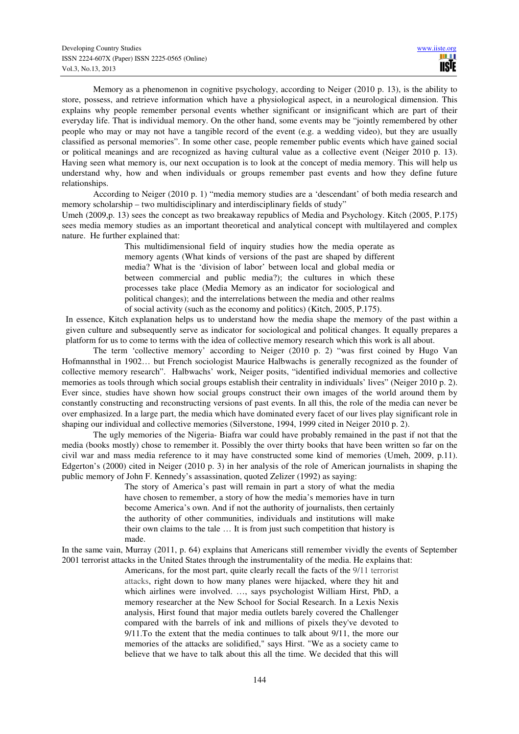Memory as a phenomenon in cognitive psychology, according to Neiger (2010 p. 13), is the ability to store, possess, and retrieve information which have a physiological aspect, in a neurological dimension. This explains why people remember personal events whether significant or insignificant which are part of their everyday life. That is individual memory. On the other hand, some events may be "jointly remembered by other people who may or may not have a tangible record of the event (e.g. a wedding video), but they are usually classified as personal memories". In some other case, people remember public events which have gained social or political meanings and are recognized as having cultural value as a collective event (Neiger 2010 p. 13). Having seen what memory is, our next occupation is to look at the concept of media memory. This will help us understand why, how and when individuals or groups remember past events and how they define future relationships.

According to Neiger (2010 p. 1) "media memory studies are a 'descendant' of both media research and memory scholarship – two multidisciplinary and interdisciplinary fields of study"

Umeh (2009,p. 13) sees the concept as two breakaway republics of Media and Psychology. Kitch (2005, P.175) sees media memory studies as an important theoretical and analytical concept with multilayered and complex nature. He further explained that:

> This multidimensional field of inquiry studies how the media operate as memory agents (What kinds of versions of the past are shaped by different media? What is the 'division of labor' between local and global media or between commercial and public media?); the cultures in which these processes take place (Media Memory as an indicator for sociological and political changes); and the interrelations between the media and other realms of social activity (such as the economy and politics) (Kitch, 2005, P.175).

In essence, Kitch explanation helps us to understand how the media shape the memory of the past within a given culture and subsequently serve as indicator for sociological and political changes. It equally prepares a platform for us to come to terms with the idea of collective memory research which this work is all about.

The term 'collective memory' according to Neiger (2010 p. 2) "was first coined by Hugo Van Hofmannsthal in 1902… but French sociologist Maurice Halbwachs is generally recognized as the founder of collective memory research". Halbwachs' work, Neiger posits, "identified individual memories and collective memories as tools through which social groups establish their centrality in individuals' lives" (Neiger 2010 p. 2). Ever since, studies have shown how social groups construct their own images of the world around them by constantly constructing and reconstructing versions of past events. In all this, the role of the media can never be over emphasized. In a large part, the media which have dominated every facet of our lives play significant role in shaping our individual and collective memories (Silverstone, 1994, 1999 cited in Neiger 2010 p. 2).

The ugly memories of the Nigeria- Biafra war could have probably remained in the past if not that the media (books mostly) chose to remember it. Possibly the over thirty books that have been written so far on the civil war and mass media reference to it may have constructed some kind of memories (Umeh, 2009, p.11). Edgerton's (2000) cited in Neiger (2010 p. 3) in her analysis of the role of American journalists in shaping the public memory of John F. Kennedy's assassination, quoted Zelizer (1992) as saying:

> The story of America's past will remain in part a story of what the media have chosen to remember, a story of how the media's memories have in turn become America's own. And if not the authority of journalists, then certainly the authority of other communities, individuals and institutions will make their own claims to the tale … It is from just such competition that history is made.

In the same vain, Murray (2011, p. 64) explains that Americans still remember vividly the events of September 2001 terrorist attacks in the United States through the instrumentality of the media. He explains that:

> Americans, for the most part, quite clearly recall the facts of the 9/11 terrorist attacks, right down to how many planes were hijacked, where they hit and which airlines were involved. …, says psychologist William Hirst, PhD, a memory researcher at the New School for Social Research. In a Lexis Nexis analysis, Hirst found that major media outlets barely covered the Challenger compared with the barrels of ink and millions of pixels they've devoted to 9/11.To the extent that the media continues to talk about 9/11, the more our memories of the attacks are solidified," says Hirst. "We as a society came to believe that we have to talk about this all the time. We decided that this will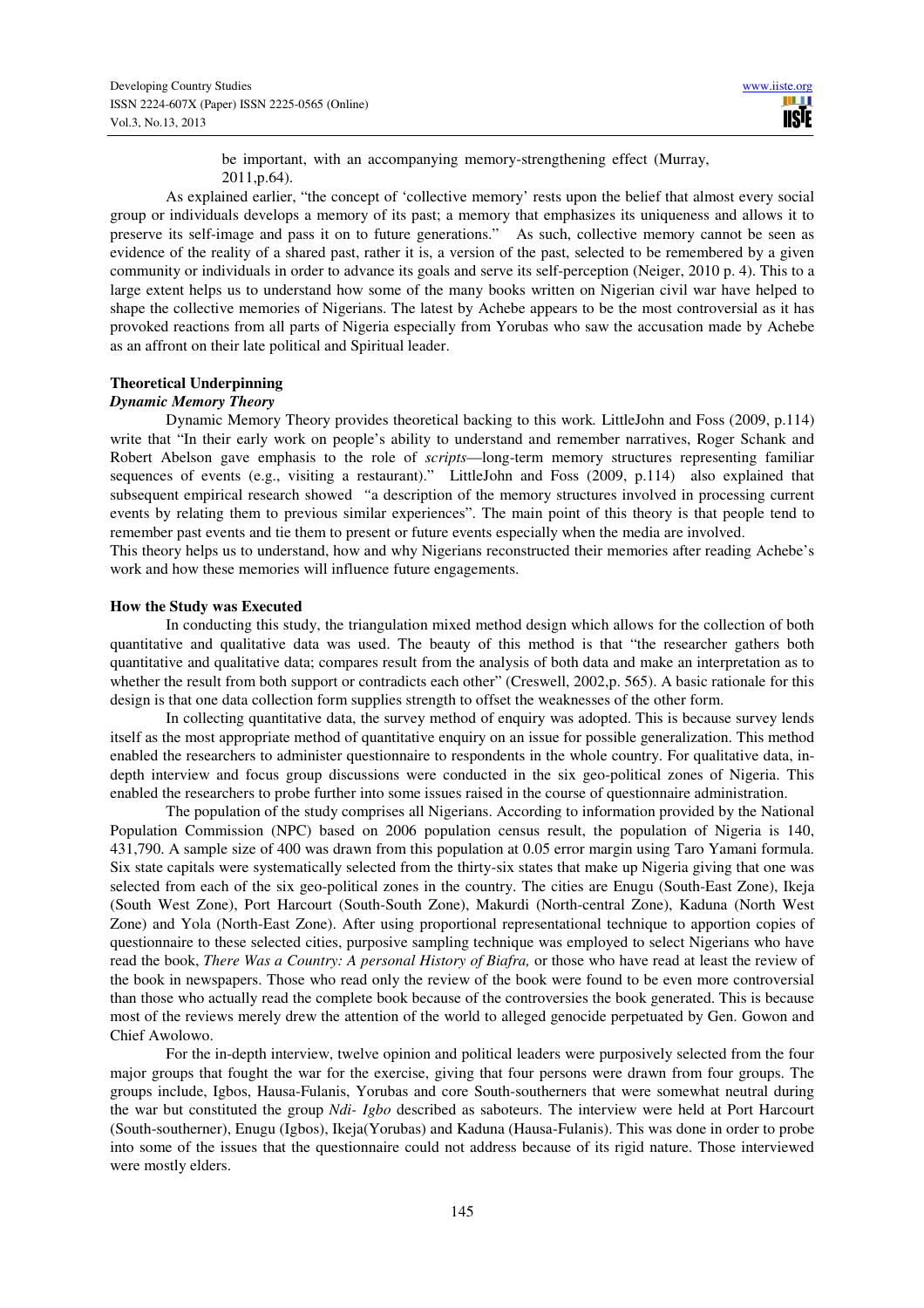> be important, with an accompanying memory-strengthening effect (Murray, 2011,p.64).

As explained earlier, "the concept of 'collective memory' rests upon the belief that almost every social group or individuals develops a memory of its past; a memory that emphasizes its uniqueness and allows it to preserve its self-image and pass it on to future generations." As such, collective memory cannot be seen as evidence of the reality of a shared past, rather it is, a version of the past, selected to be remembered by a given community or individuals in order to advance its goals and serve its self-perception (Neiger, 2010 p. 4). This to a large extent helps us to understand how some of the many books written on Nigerian civil war have helped to shape the collective memories of Nigerians. The latest by Achebe appears to be the most controversial as it has provoked reactions from all parts of Nigeria especially from Yorubas who saw the accusation made by Achebe as an affront on their late political and Spiritual leader.

**Theoretical Underpinning**

***Dynamic Memory Theory***

Dynamic Memory Theory provides theoretical backing to this work. LittleJohn and Foss (2009, p.114) write that "In their early work on people's ability to understand and remember narratives, Roger Schank and Robert Abelson gave emphasis to the role of *scripts*—long-term memory structures representing familiar sequences of events (e.g., visiting a restaurant)." LittleJohn and Foss (2009, p.114) also explained that subsequent empirical research showed "a description of the memory structures involved in processing current events by relating them to previous similar experiences". The main point of this theory is that people tend to remember past events and tie them to present or future events especially when the media are involved.

This theory helps us to understand, how and why Nigerians reconstructed their memories after reading Achebe's work and how these memories will influence future engagements.

**How the Study was Executed**

In conducting this study, the triangulation mixed method design which allows for the collection of both quantitative and qualitative data was used. The beauty of this method is that "the researcher gathers both quantitative and qualitative data; compares result from the analysis of both data and make an interpretation as to whether the result from both support or contradicts each other" (Creswell, 2002,p. 565). A basic rationale for this design is that one data collection form supplies strength to offset the weaknesses of the other form.

In collecting quantitative data, the survey method of enquiry was adopted. This is because survey lends itself as the most appropriate method of quantitative enquiry on an issue for possible generalization. This method enabled the researchers to administer questionnaire to respondents in the whole country. For qualitative data, in-depth interview and focus group discussions were conducted in the six geo-political zones of Nigeria. This enabled the researchers to probe further into some issues raised in the course of questionnaire administration.

The population of the study comprises all Nigerians. According to information provided by the National Population Commission (NPC) based on 2006 population census result, the population of Nigeria is 140, 431,790. A sample size of 400 was drawn from this population at 0.05 error margin using Taro Yamani formula. Six state capitals were systematically selected from the thirty-six states that make up Nigeria giving that one was selected from each of the six geo-political zones in the country. The cities are Enugu (South-East Zone), Ikeja (South West Zone), Port Harcourt (South-South Zone), Makurdi (North-central Zone), Kaduna (North West Zone) and Yola (North-East Zone). After using proportional representational technique to apportion copies of questionnaire to these selected cities, purposive sampling technique was employed to select Nigerians who have read the book, *There Was a Country: A personal History of Biafra,* or those who have read at least the review of the book in newspapers. Those who read only the review of the book were found to be even more controversial than those who actually read the complete book because of the controversies the book generated. This is because most of the reviews merely drew the attention of the world to alleged genocide perpetuated by Gen. Gowon and Chief Awolowo.

For the in-depth interview, twelve opinion and political leaders were purposively selected from the four major groups that fought the war for the exercise, giving that four persons were drawn from four groups. The groups include, Igbos, Hausa-Fulanis, Yorubas and core South-southerners that were somewhat neutral during the war but constituted the group *Ndi- Igbo* described as saboteurs. The interview were held at Port Harcourt (South-southerner), Enugu (Igbos), Ikeja(Yorubas) and Kaduna (Hausa-Fulanis). This was done in order to probe into some of the issues that the questionnaire could not address because of its rigid nature. Those interviewed were mostly elders.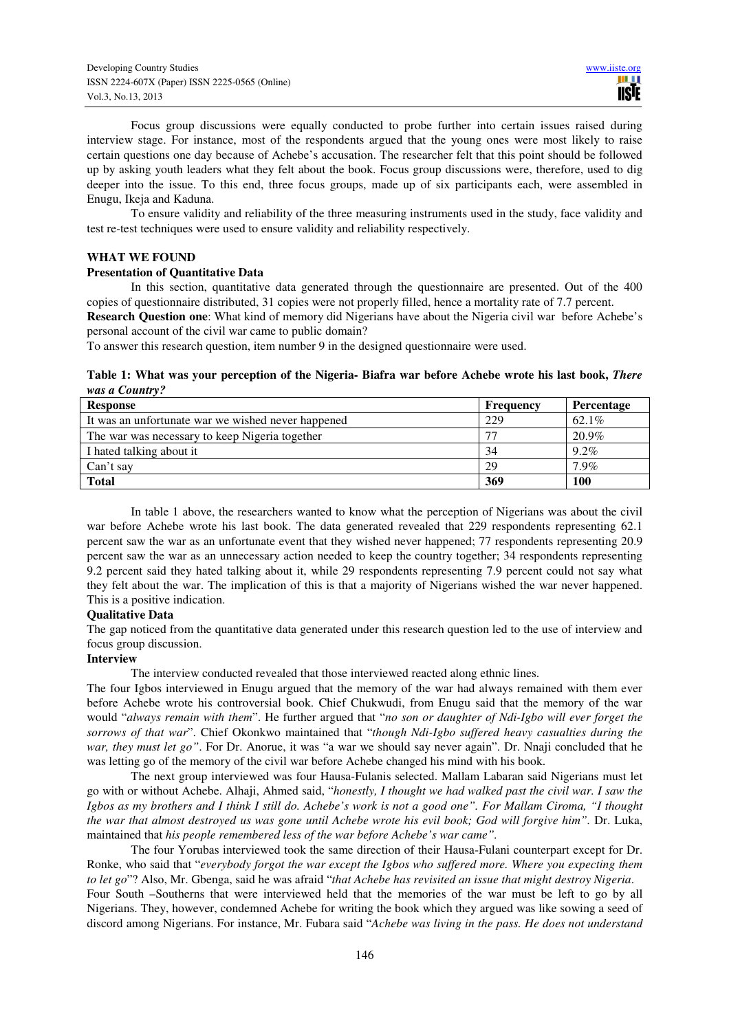Focus group discussions were equally conducted to probe further into certain issues raised during interview stage. For instance, most of the respondents argued that the young ones were most likely to raise certain questions one day because of Achebe's accusation. The researcher felt that this point should be followed up by asking youth leaders what they felt about the book. Focus group discussions were, therefore, used to dig deeper into the issue. To this end, three focus groups, made up of six participants each, were assembled in Enugu, Ikeja and Kaduna.

To ensure validity and reliability of the three measuring instruments used in the study, face validity and test re-test techniques were used to ensure validity and reliability respectively.

## WHAT WE FOUND

### Presentation of Quantitative Data

In this section, quantitative data generated through the questionnaire are presented. Out of the 400 copies of questionnaire distributed, 31 copies were not properly filled, hence a mortality rate of 7.7 percent.

**Research Question one**: What kind of memory did Nigerians have about the Nigeria civil war before Achebe's personal account of the civil war came to public domain?

To answer this research question, item number 9 in the designed questionnaire were used.

**Table 1: What was your perception of the Nigeria- Biafra war before Achebe wrote his last book, *There was a Country?***

| Response | Frequency | Percentage |
|---|---|---|
| It was an unfortunate war we wished never happened | 229 | 62.1% |
| The war was necessary to keep Nigeria together | 77 | 20.9% |
| I hated talking about it | 34 | 9.2% |
| Can't say | 29 | 7.9% |
| **Total** | **369** | **100** |

In table 1 above, the researchers wanted to know what the perception of Nigerians was about the civil war before Achebe wrote his last book. The data generated revealed that 229 respondents representing 62.1 percent saw the war as an unfortunate event that they wished never happened; 77 respondents representing 20.9 percent saw the war as an unnecessary action needed to keep the country together; 34 respondents representing 9.2 percent said they hated talking about it, while 29 respondents representing 7.9 percent could not say what they felt about the war. The implication of this is that a majority of Nigerians wished the war never happened. This is a positive indication.

### Qualitative Data

The gap noticed from the quantitative data generated under this research question led to the use of interview and focus group discussion.

### Interview

The interview conducted revealed that those interviewed reacted along ethnic lines.

The four Igbos interviewed in Enugu argued that the memory of the war had always remained with them ever before Achebe wrote his controversial book. Chief Chukwudi, from Enugu said that the memory of the war would "*always remain with them*". He further argued that "*no son or daughter of Ndi-Igbo will ever forget the sorrows of that war*". Chief Okonkwo maintained that "*though Ndi-Igbo suffered heavy casualties during the war, they must let go*". For Dr. Anorue, it was "a war we should say never again". Dr. Nnaji concluded that he was letting go of the memory of the civil war before Achebe changed his mind with his book.

The next group interviewed was four Hausa-Fulanis selected. Mallam Labaran said Nigerians must let go with or without Achebe. Alhaji, Ahmed said, "*honestly, I thought we had walked past the civil war. I saw the Igbos as my brothers and I think I still do. Achebe's work is not a good one". For Mallam Ciroma, "I thought the war that almost destroyed us was gone until Achebe wrote his evil book; God will forgive him"*. Dr. Luka, maintained that *his people remembered less of the war before Achebe's war came"*.

The four Yorubas interviewed took the same direction of their Hausa-Fulani counterpart except for Dr. Ronke, who said that "*everybody forgot the war except the Igbos who suffered more. Where you expecting them to let go*"? Also, Mr. Gbenga, said he was afraid "*that Achebe has revisited an issue that might destroy Nigeria*.

Four South –Southerns that were interviewed held that the memories of the war must be left to go by all Nigerians. They, however, condemned Achebe for writing the book which they argued was like sowing a seed of discord among Nigerians. For instance, Mr. Fubara said "*Achebe was living in the pass. He does not understand*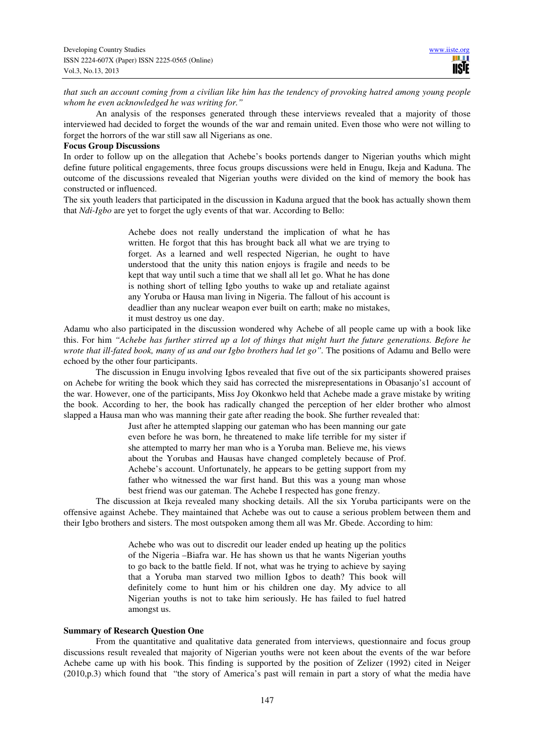*that such an account coming from a civilian like him has the tendency of provoking hatred among young people whom he even acknowledged he was writing for."*

An analysis of the responses generated through these interviews revealed that a majority of those interviewed had decided to forget the wounds of the war and remain united. Even those who were not willing to forget the horrors of the war still saw all Nigerians as one.

**Focus Group Discussions**

In order to follow up on the allegation that Achebe's books portends danger to Nigerian youths which might define future political engagements, three focus groups discussions were held in Enugu, Ikeja and Kaduna. The outcome of the discussions revealed that Nigerian youths were divided on the kind of memory the book has constructed or influenced.

The six youth leaders that participated in the discussion in Kaduna argued that the book has actually shown them that *Ndi-Igbo* are yet to forget the ugly events of that war. According to Bello:

> Achebe does not really understand the implication of what he has written. He forgot that this has brought back all what we are trying to forget. As a learned and well respected Nigerian, he ought to have understood that the unity this nation enjoys is fragile and needs to be kept that way until such a time that we shall all let go. What he has done is nothing short of telling Igbo youths to wake up and retaliate against any Yoruba or Hausa man living in Nigeria. The fallout of his account is deadlier than any nuclear weapon ever built on earth; make no mistakes, it must destroy us one day.

Adamu who also participated in the discussion wondered why Achebe of all people came up with a book like this. For him *"Achebe has further stirred up a lot of things that might hurt the future generations. Before he wrote that ill-fated book, many of us and our Igbo brothers had let go".* The positions of Adamu and Bello were echoed by the other four participants.

The discussion in Enugu involving Igbos revealed that five out of the six participants showered praises on Achebe for writing the book which they said has corrected the misrepresentations in Obasanjo's1 account of the war. However, one of the participants, Miss Joy Okonkwo held that Achebe made a grave mistake by writing the book. According to her, the book has radically changed the perception of her elder brother who almost slapped a Hausa man who was manning their gate after reading the book. She further revealed that:

> Just after he attempted slapping our gateman who has been manning our gate even before he was born, he threatened to make life terrible for my sister if she attempted to marry her man who is a Yoruba man. Believe me, his views about the Yorubas and Hausas have changed completely because of Prof. Achebe's account. Unfortunately, he appears to be getting support from my father who witnessed the war first hand. But this was a young man whose best friend was our gateman. The Achebe I respected has gone frenzy.

The discussion at Ikeja revealed many shocking details. All the six Yoruba participants were on the offensive against Achebe. They maintained that Achebe was out to cause a serious problem between them and their Igbo brothers and sisters. The most outspoken among them all was Mr. Gbede. According to him:

> Achebe who was out to discredit our leader ended up heating up the politics of the Nigeria –Biafra war. He has shown us that he wants Nigerian youths to go back to the battle field. If not, what was he trying to achieve by saying that a Yoruba man starved two million Igbos to death? This book will definitely come to hunt him or his children one day. My advice to all Nigerian youths is not to take him seriously. He has failed to fuel hatred amongst us.

**Summary of Research Question One**

From the quantitative and qualitative data generated from interviews, questionnaire and focus group discussions result revealed that majority of Nigerian youths were not keen about the events of the war before Achebe came up with his book. This finding is supported by the position of Zelizer (1992) cited in Neiger (2010,p.3) which found that "the story of America's past will remain in part a story of what the media have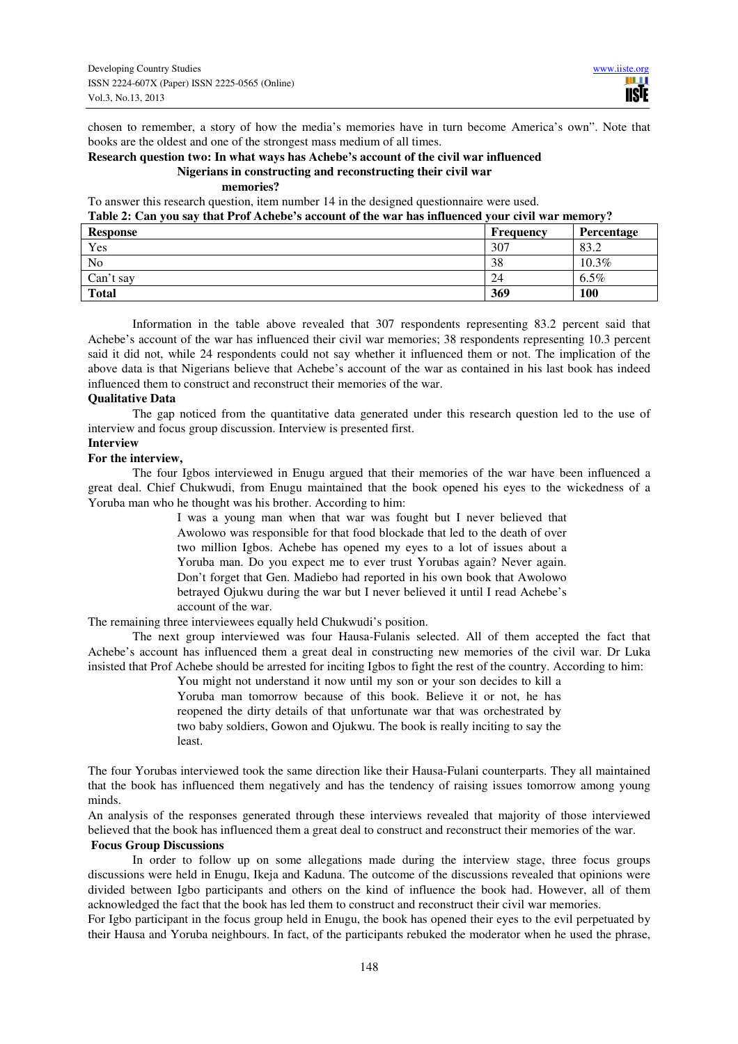chosen to remember, a story of how the media's memories have in turn become America's own". Note that books are the oldest and one of the strongest mass medium of all times.

**Research question two: In what ways has Achebe's account of the civil war influenced Nigerians in constructing and reconstructing their civil war memories?**

To answer this research question, item number 14 in the designed questionnaire were used.

**Table 2: Can you say that Prof Achebe's account of the war has influenced your civil war memory?**

| Response | Frequency | Percentage |
|---|---|---|
| Yes | 307 | 83.2 |
| No | 38 | 10.3% |
| Can't say | 24 | 6.5% |
| **Total** | **369** | **100** |

Information in the table above revealed that 307 respondents representing 83.2 percent said that Achebe's account of the war has influenced their civil war memories; 38 respondents representing 10.3 percent said it did not, while 24 respondents could not say whether it influenced them or not. The implication of the above data is that Nigerians believe that Achebe's account of the war as contained in his last book has indeed influenced them to construct and reconstruct their memories of the war.

**Qualitative Data**

The gap noticed from the quantitative data generated under this research question led to the use of interview and focus group discussion. Interview is presented first.

**Interview**

**For the interview,**

The four Igbos interviewed in Enugu argued that their memories of the war have been influenced a great deal. Chief Chukwudi, from Enugu maintained that the book opened his eyes to the wickedness of a Yoruba man who he thought was his brother. According to him:

> I was a young man when that war was fought but I never believed that Awolowo was responsible for that food blockade that led to the death of over two million Igbos. Achebe has opened my eyes to a lot of issues about a Yoruba man. Do you expect me to ever trust Yorubas again? Never again. Don't forget that Gen. Madiebo had reported in his own book that Awolowo betrayed Ojukwu during the war but I never believed it until I read Achebe's account of the war.

The remaining three interviewees equally held Chukwudi's position.

The next group interviewed was four Hausa-Fulanis selected. All of them accepted the fact that Achebe's account has influenced them a great deal in constructing new memories of the civil war. Dr Luka insisted that Prof Achebe should be arrested for inciting Igbos to fight the rest of the country. According to him:

> You might not understand it now until my son or your son decides to kill a Yoruba man tomorrow because of this book. Believe it or not, he has reopened the dirty details of that unfortunate war that was orchestrated by two baby soldiers, Gowon and Ojukwu. The book is really inciting to say the least.

The four Yorubas interviewed took the same direction like their Hausa-Fulani counterparts. They all maintained that the book has influenced them negatively and has the tendency of raising issues tomorrow among young minds.

An analysis of the responses generated through these interviews revealed that majority of those interviewed believed that the book has influenced them a great deal to construct and reconstruct their memories of the war.

**Focus Group Discussions**

In order to follow up on some allegations made during the interview stage, three focus groups discussions were held in Enugu, Ikeja and Kaduna. The outcome of the discussions revealed that opinions were divided between Igbo participants and others on the kind of influence the book had. However, all of them acknowledged the fact that the book has led them to construct and reconstruct their civil war memories.

For Igbo participant in the focus group held in Enugu, the book has opened their eyes to the evil perpetuated by their Hausa and Yoruba neighbours. In fact, of the participants rebuked the moderator when he used the phrase,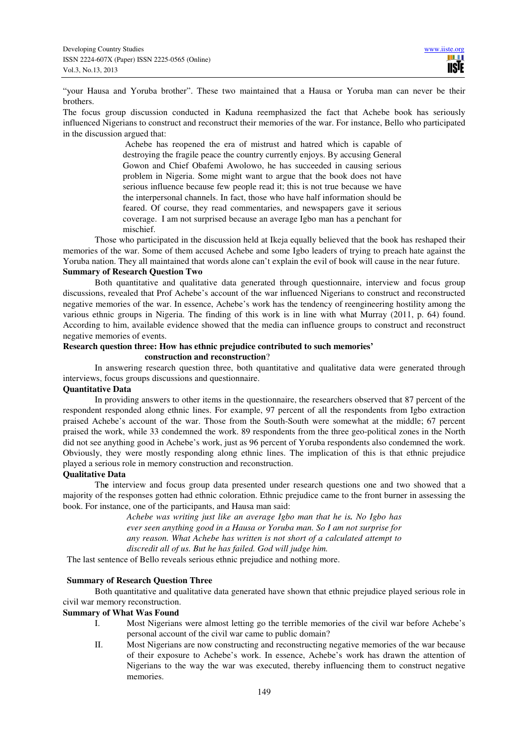"your Hausa and Yoruba brother". These two maintained that a Hausa or Yoruba man can never be their brothers.

The focus group discussion conducted in Kaduna reemphasized the fact that Achebe book has seriously influenced Nigerians to construct and reconstruct their memories of the war. For instance, Bello who participated in the discussion argued that:

> Achebe has reopened the era of mistrust and hatred which is capable of destroying the fragile peace the country currently enjoys. By accusing General Gowon and Chief Obafemi Awolowo, he has succeeded in causing serious problem in Nigeria. Some might want to argue that the book does not have serious influence because few people read it; this is not true because we have the interpersonal channels. In fact, those who have half information should be feared. Of course, they read commentaries, and newspapers gave it serious coverage. I am not surprised because an average Igbo man has a penchant for mischief.

Those who participated in the discussion held at Ikeja equally believed that the book has reshaped their memories of the war. Some of them accused Achebe and some Igbo leaders of trying to preach hate against the Yoruba nation. They all maintained that words alone can't explain the evil of book will cause in the near future.

**Summary of Research Question Two**

Both quantitative and qualitative data generated through questionnaire, interview and focus group discussions, revealed that Prof Achebe's account of the war influenced Nigerians to construct and reconstructed negative memories of the war. In essence, Achebe's work has the tendency of reengineering hostility among the various ethnic groups in Nigeria. The finding of this work is in line with what Murray (2011, p. 64) found. According to him, available evidence showed that the media can influence groups to construct and reconstruct negative memories of events.

**Research question three: How has ethnic prejudice contributed to such memories' construction and reconstruction?**

In answering research question three, both quantitative and qualitative data were generated through interviews, focus groups discussions and questionnaire.

**Quantitative Data**

In providing answers to other items in the questionnaire, the researchers observed that 87 percent of the respondent responded along ethnic lines. For example, 97 percent of all the respondents from Igbo extraction praised Achebe's account of the war. Those from the South-South were somewhat at the middle; 67 percent praised the work, while 33 condemned the work. 89 respondents from the three geo-political zones in the North did not see anything good in Achebe's work, just as 96 percent of Yoruba respondents also condemned the work. Obviously, they were mostly responding along ethnic lines. The implication of this is that ethnic prejudice played a serious role in memory construction and reconstruction.

**Qualitative Data**

The interview and focus group data presented under research questions one and two showed that a majority of the responses gotten had ethnic coloration. Ethnic prejudice came to the front burner in assessing the book. For instance, one of the participants, and Hausa man said:

> *Achebe was writing just like an average Igbo man that he is. No Igbo has ever seen anything good in a Hausa or Yoruba man. So I am not surprise for any reason. What Achebe has written is not short of a calculated attempt to discredit all of us. But he has failed. God will judge him.*

The last sentence of Bello reveals serious ethnic prejudice and nothing more.

**Summary of Research Question Three**

Both quantitative and qualitative data generated have shown that ethnic prejudice played serious role in civil war memory reconstruction.

**Summary of What Was Found**

I. Most Nigerians were almost letting go the terrible memories of the civil war before Achebe's personal account of the civil war came to public domain?

II. Most Nigerians are now constructing and reconstructing negative memories of the war because of their exposure to Achebe's work. In essence, Achebe's work has drawn the attention of Nigerians to the way the war was executed, thereby influencing them to construct negative memories.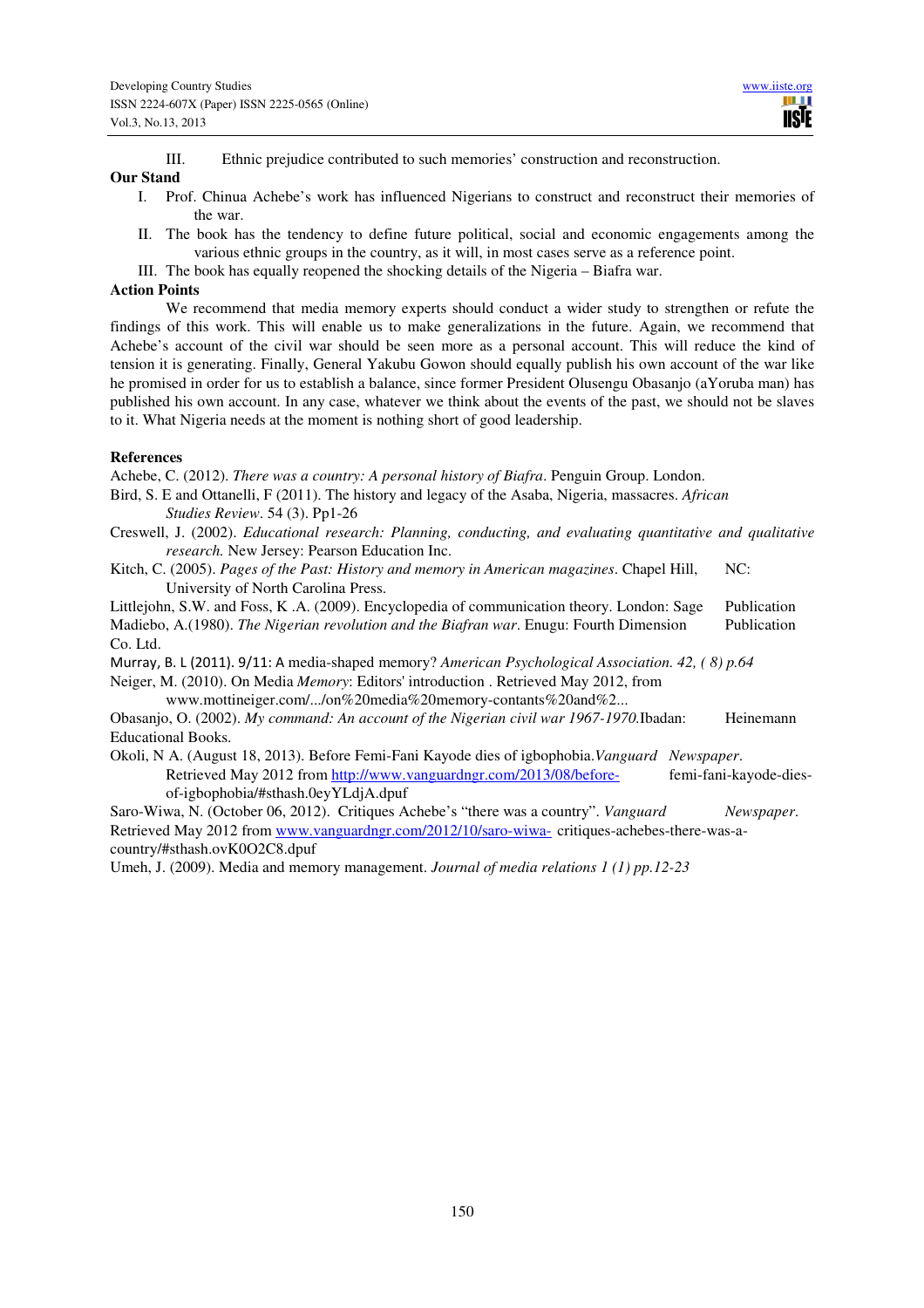III. Ethnic prejudice contributed to such memories' construction and reconstruction.

**Our Stand**

I. Prof. Chinua Achebe's work has influenced Nigerians to construct and reconstruct their memories of the war.

II. The book has the tendency to define future political, social and economic engagements among the various ethnic groups in the country, as it will, in most cases serve as a reference point.

III. The book has equally reopened the shocking details of the Nigeria – Biafra war.

**Action Points**

We recommend that media memory experts should conduct a wider study to strengthen or refute the findings of this work. This will enable us to make generalizations in the future. Again, we recommend that Achebe's account of the civil war should be seen more as a personal account. This will reduce the kind of tension it is generating. Finally, General Yakubu Gowon should equally publish his own account of the war like he promised in order for us to establish a balance, since former President Olusengu Obasanjo (aYoruba man) has published his own account. In any case, whatever we think about the events of the past, we should not be slaves to it. What Nigeria needs at the moment is nothing short of good leadership.

**References**

Achebe, C. (2012). *There was a country: A personal history of Biafra*. Penguin Group. London.

Bird, S. E and Ottanelli, F (2011). The history and legacy of the Asaba, Nigeria, massacres. *African Studies Review*. 54 (3). Pp1-26

Creswell, J. (2002). *Educational research: Planning, conducting, and evaluating quantitative and qualitative research.* New Jersey: Pearson Education Inc.

Kitch, C. (2005). *Pages of the Past: History and memory in American magazines*. Chapel Hill, NC: University of North Carolina Press.

Littlejohn, S.W. and Foss, K .A. (2009). Encyclopedia of communication theory. London: Sage Publication

Madiebo, A.(1980). *The Nigerian revolution and the Biafran war*. Enugu: Fourth Dimension Publication Co. Ltd.

Murray, B. L (2011). 9/11: A media-shaped memory? *American Psychological Association. 42, ( 8) p.64*

Neiger, M. (2010). On Media *Memory*: Editors' introduction . Retrieved May 2012, from www.mottineiger.com/.../on%20media%20memory-contants%20and%2...

Obasanjo, O. (2002). *My command: An account of the Nigerian civil war 1967-1970.*Ibadan: Heinemann Educational Books.

Okoli, N A. (August 18, 2013). Before Femi-Fani Kayode dies of igbophobia.*Vanguard Newspaper*. Retrieved May 2012 from http://www.vanguardngr.com/2013/08/before- femi-fani-kayode-dies-of-igbophobia/#sthash.0eyYLdjA.dpuf

Saro-Wiwa, N. (October 06, 2012). Critiques Achebe's "there was a country". *Vanguard Newspaper.* Retrieved May 2012 from www.vanguardngr.com/2012/10/saro-wiwa- critiques-achebes-there-was-a-country/#sthash.ovK0O2C8.dpuf

Umeh, J. (2009). Media and memory management. *Journal of media relations 1 (1) pp.12-23*